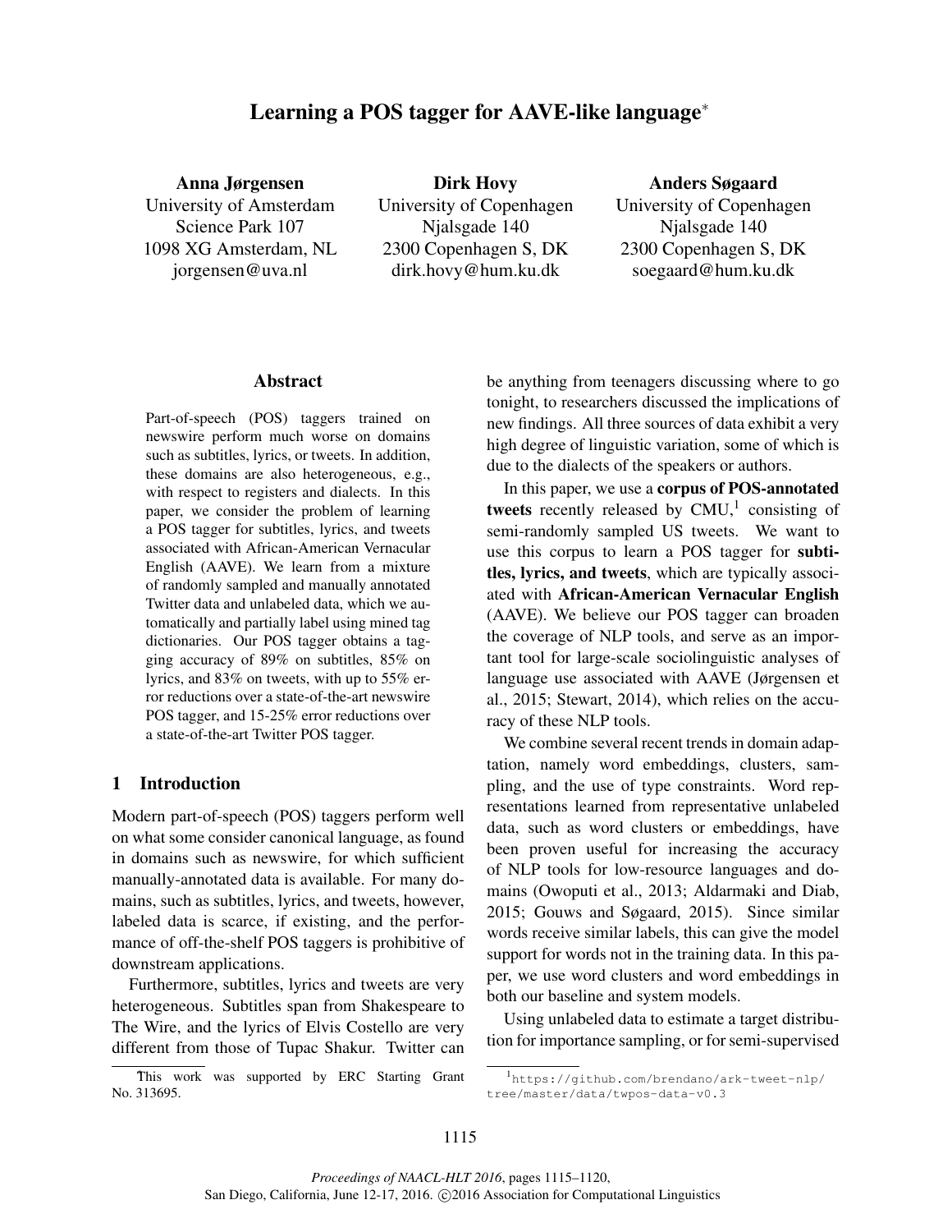# Learning a POS tagger for AAVE-like language*

**Anna Jørgensen**
University of Amsterdam
Science Park 107
1098 XG Amsterdam, NL
jorgensen@uva.nl

**Dirk Hovy**
University of Copenhagen
Njalsgade 140
2300 Copenhagen S, DK
dirk.hovy@hum.ku.dk

**Anders Søgaard**
University of Copenhagen
Njalsgade 140
2300 Copenhagen S, DK
soegaard@hum.ku.dk

## Abstract

Part-of-speech (POS) taggers trained on newswire perform much worse on domains such as subtitles, lyrics, or tweets. In addition, these domains are also heterogeneous, e.g., with respect to registers and dialects. In this paper, we consider the problem of learning a POS tagger for subtitles, lyrics, and tweets associated with African-American Vernacular English (AAVE). We learn from a mixture of randomly sampled and manually annotated Twitter data and unlabeled data, which we automatically and partially label using mined tag dictionaries. Our POS tagger obtains a tagging accuracy of 89% on subtitles, 85% on lyrics, and 83% on tweets, with up to 55% error reductions over a state-of-the-art newswire POS tagger, and 15-25% error reductions over a state-of-the-art Twitter POS tagger.

## 1 Introduction

Modern part-of-speech (POS) taggers perform well on what some consider canonical language, as found in domains such as newswire, for which sufficient manually-annotated data is available. For many domains, such as subtitles, lyrics, and tweets, however, labeled data is scarce, if existing, and the performance of off-the-shelf POS taggers is prohibitive of downstream applications.

Furthermore, subtitles, lyrics and tweets are very heterogeneous. Subtitles span from Shakespeare to The Wire, and the lyrics of Elvis Costello are very different from those of Tupac Shakur. Twitter can be anything from teenagers discussing where to go tonight, to researchers discussed the implications of new findings. All three sources of data exhibit a very high degree of linguistic variation, some of which is due to the dialects of the speakers or authors.

In this paper, we use a **corpus of POS-annotated tweets** recently released by CMU,[1] consisting of semi-randomly sampled US tweets. We want to use this corpus to learn a POS tagger for **subtitles, lyrics, and tweets**, which are typically associated with **African-American Vernacular English** (AAVE). We believe our POS tagger can broaden the coverage of NLP tools, and serve as an important tool for large-scale sociolinguistic analyses of language use associated with AAVE (Jørgensen et al., 2015; Stewart, 2014), which relies on the accuracy of these NLP tools.

We combine several recent trends in domain adaptation, namely word embeddings, clusters, sampling, and the use of type constraints. Word representations learned from representative unlabeled data, such as word clusters or embeddings, have been proven useful for increasing the accuracy of NLP tools for low-resource languages and domains (Owoputi et al., 2013; Aldarmaki and Diab, 2015; Gouws and Søgaard, 2015). Since similar words receive similar labels, this can give the model support for words not in the training data. In this paper, we use word clusters and word embeddings in both our baseline and system models.

Using unlabeled data to estimate a target distribution for importance sampling, or for semi-supervised

---

*This work was supported by ERC Starting Grant No. 313695.

[1] https://github.com/brendano/ark-tweet-nlp/tree/master/data/twpos-data-v0.3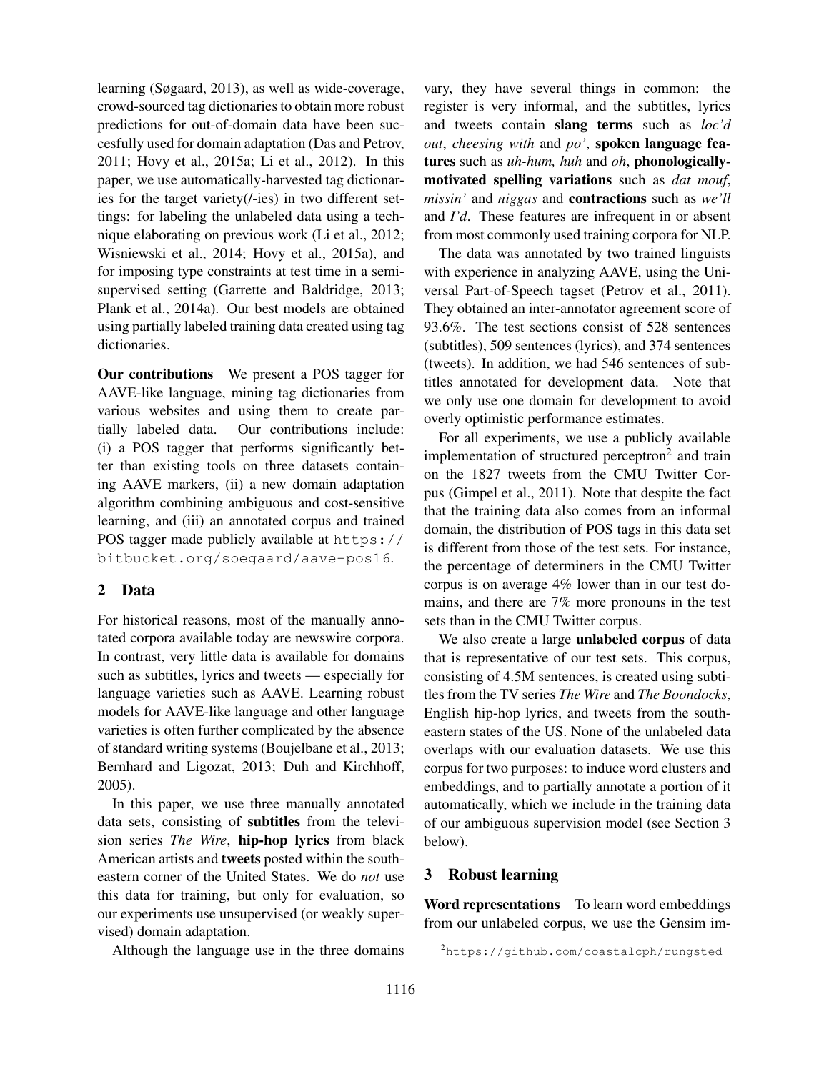learning (Søgaard, 2013), as well as wide-coverage, crowd-sourced tag dictionaries to obtain more robust predictions for out-of-domain data have been succesfully used for domain adaptation (Das and Petrov, 2011; Hovy et al., 2015a; Li et al., 2012). In this paper, we use automatically-harvested tag dictionaries for the target variety(/-ies) in two different settings: for labeling the unlabeled data using a technique elaborating on previous work (Li et al., 2012; Wisniewski et al., 2014; Hovy et al., 2015a), and for imposing type constraints at test time in a semi-supervised setting (Garrette and Baldridge, 2013; Plank et al., 2014a). Our best models are obtained using partially labeled training data created using tag dictionaries.

**Our contributions** We present a POS tagger for AAVE-like language, mining tag dictionaries from various websites and using them to create partially labeled data. Our contributions include: (i) a POS tagger that performs significantly better than existing tools on three datasets containing AAVE markers, (ii) a new domain adaptation algorithm combining ambiguous and cost-sensitive learning, and (iii) an annotated corpus and trained POS tagger made publicly available at `https://bitbucket.org/soegaard/aave-pos16`.

## 2 Data

For historical reasons, most of the manually annotated corpora available today are newswire corpora. In contrast, very little data is available for domains such as subtitles, lyrics and tweets — especially for language varieties such as AAVE. Learning robust models for AAVE-like language and other language varieties is often further complicated by the absence of standard writing systems (Boujelbane et al., 2013; Bernhard and Ligozat, 2013; Duh and Kirchhoff, 2005).

In this paper, we use three manually annotated data sets, consisting of **subtitles** from the television series *The Wire*, **hip-hop lyrics** from black American artists and **tweets** posted within the southeastern corner of the United States. We do *not* use this data for training, but only for evaluation, so our experiments use unsupervised (or weakly supervised) domain adaptation.

Although the language use in the three domains vary, they have several things in common: the register is very informal, and the subtitles, lyrics and tweets contain **slang terms** such as *loc'd out*, *cheesing with* and *po'*, **spoken language features** such as *uh-hum, huh* and *oh*, **phonologically-motivated spelling variations** such as *dat mouf*, *missin'* and *niggas* and **contractions** such as *we'll* and *I'd*. These features are infrequent in or absent from most commonly used training corpora for NLP.

The data was annotated by two trained linguists with experience in analyzing AAVE, using the Universal Part-of-Speech tagset (Petrov et al., 2011). They obtained an inter-annotator agreement score of 93.6%. The test sections consist of 528 sentences (subtitles), 509 sentences (lyrics), and 374 sentences (tweets). In addition, we had 546 sentences of subtitles annotated for development data. Note that we only use one domain for development to avoid overly optimistic performance estimates.

For all experiments, we use a publicly available implementation of structured perceptron[2] and train on the 1827 tweets from the CMU Twitter Corpus (Gimpel et al., 2011). Note that despite the fact that the training data also comes from an informal domain, the distribution of POS tags in this data set is different from those of the test sets. For instance, the percentage of determiners in the CMU Twitter corpus is on average 4% lower than in our test domains, and there are 7% more pronouns in the test sets than in the CMU Twitter corpus.

We also create a large **unlabeled corpus** of data that is representative of our test sets. This corpus, consisting of 4.5M sentences, is created using subtitles from the TV series *The Wire* and *The Boondocks*, English hip-hop lyrics, and tweets from the southeastern states of the US. None of the unlabeled data overlaps with our evaluation datasets. We use this corpus for two purposes: to induce word clusters and embeddings, and to partially annotate a portion of it automatically, which we include in the training data of our ambiguous supervision model (see Section 3 below).

## 3 Robust learning

**Word representations** To learn word embeddings from our unlabeled corpus, we use the Gensim im-

[2] `https://github.com/coastalcph/rungsted`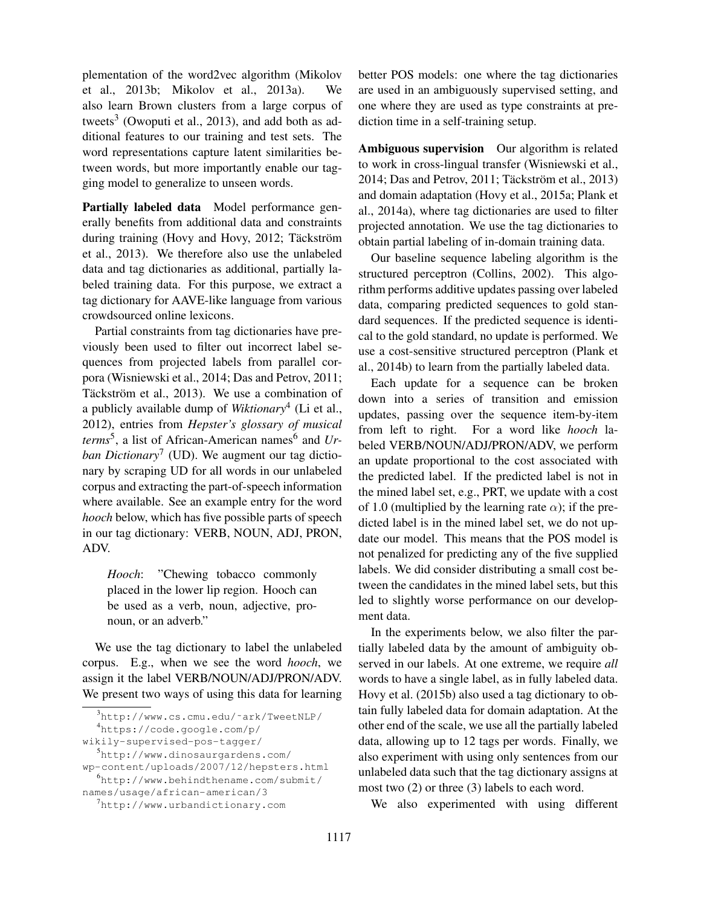plementation of the word2vec algorithm (Mikolov et al., 2013b; Mikolov et al., 2013a). We also learn Brown clusters from a large corpus of tweets[3] (Owoputi et al., 2013), and add both as additional features to our training and test sets. The word representations capture latent similarities between words, but more importantly enable our tagging model to generalize to unseen words.

**Partially labeled data** Model performance generally benefits from additional data and constraints during training (Hovy and Hovy, 2012; Täckström et al., 2013). We therefore also use the unlabeled data and tag dictionaries as additional, partially labeled training data. For this purpose, we extract a tag dictionary for AAVE-like language from various crowdsourced online lexicons.

Partial constraints from tag dictionaries have previously been used to filter out incorrect label sequences from projected labels from parallel corpora (Wisniewski et al., 2014; Das and Petrov, 2011; Täckström et al., 2013). We use a combination of a publicly available dump of *Wiktionary*[4] (Li et al., 2012), entries from *Hepster's glossary of musical terms*[5], a list of African-American names[6] and *Urban Dictionary*[7] (UD). We augment our tag dictionary by scraping UD for all words in our unlabeled corpus and extracting the part-of-speech information where available. See an example entry for the word *hooch* below, which has five possible parts of speech in our tag dictionary: VERB, NOUN, ADJ, PRON, ADV.

> *Hooch*: "Chewing tobacco commonly placed in the lower lip region. Hooch can be used as a verb, noun, adjective, pronoun, or an adverb."

We use the tag dictionary to label the unlabeled corpus. E.g., when we see the word *hooch*, we assign it the label VERB/NOUN/ADJ/PRON/ADV. We present two ways of using this data for learning better POS models: one where the tag dictionaries are used in an ambiguously supervised setting, and one where they are used as type constraints at prediction time in a self-training setup.

**Ambiguous supervision** Our algorithm is related to work in cross-lingual transfer (Wisniewski et al., 2014; Das and Petrov, 2011; Täckström et al., 2013) and domain adaptation (Hovy et al., 2015a; Plank et al., 2014a), where tag dictionaries are used to filter projected annotation. We use the tag dictionaries to obtain partial labeling of in-domain training data.

Our baseline sequence labeling algorithm is the structured perceptron (Collins, 2002). This algorithm performs additive updates passing over labeled data, comparing predicted sequences to gold standard sequences. If the predicted sequence is identical to the gold standard, no update is performed. We use a cost-sensitive structured perceptron (Plank et al., 2014b) to learn from the partially labeled data.

Each update for a sequence can be broken down into a series of transition and emission updates, passing over the sequence item-by-item from left to right. For a word like *hooch* labeled VERB/NOUN/ADJ/PRON/ADV, we perform an update proportional to the cost associated with the predicted label. If the predicted label is not in the mined label set, e.g., PRT, we update with a cost of 1.0 (multiplied by the learning rate $\alpha$); if the predicted label is in the mined label set, we do not update our model. This means that the POS model is not penalized for predicting any of the five supplied labels. We did consider distributing a small cost between the candidates in the mined label sets, but this led to slightly worse performance on our development data.

In the experiments below, we also filter the partially labeled data by the amount of ambiguity observed in our labels. At one extreme, we require *all* words to have a single label, as in fully labeled data. Hovy et al. (2015b) also used a tag dictionary to obtain fully labeled data for domain adaptation. At the other end of the scale, we use all the partially labeled data, allowing up to 12 tags per words. Finally, we also experiment with using only sentences from our unlabeled data such that the tag dictionary assigns at most two (2) or three (3) labels to each word.

We also experimented with using different

[3] http://www.cs.cmu.edu/~ark/TweetNLP/

[4] https://code.google.com/p/wikily-supervised-pos-tagger/

[5] http://www.dinosaurgardens.com/wp-content/uploads/2007/12/hepsters.html

[6] http://www.behindthename.com/submit/names/usage/african-american/3

[7] http://www.urbandictionary.com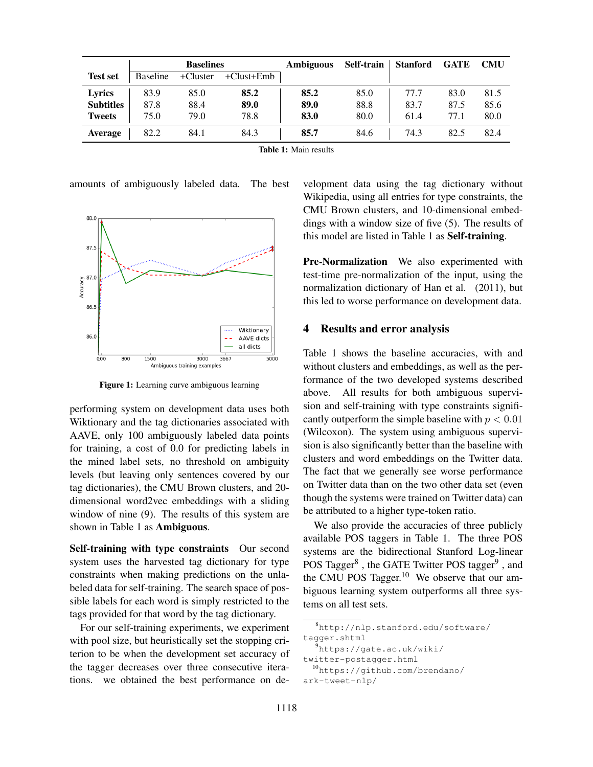| Test set | Baselines | | | Ambiguous | Self-train | Stanford | GATE | CMU |
|---|---|---|---|---|---|---|---|---|
| | Baseline | +Cluster | +Clust+Emb | | | | | |
| **Lyrics** | 83.9 | 85.0 | **85.2** | **85.2** | 85.0 | 77.7 | 83.0 | 81.5 |
| **Subtitles** | 87.8 | 88.4 | **89.0** | **89.0** | 88.8 | 83.7 | 87.5 | 85.6 |
| **Tweets** | 75.0 | 79.0 | 78.8 | **83.0** | 80.0 | 61.4 | 77.1 | 80.0 |
| **Average** | 82.2 | 84.1 | 84.3 | **85.7** | 84.6 | 74.3 | 82.5 | 82.4 |

**Table 1:** Main results

amounts of ambiguously labeled data. The best performing system on development data uses both Wiktionary and the tag dictionaries associated with AAVE, only 100 ambiguously labeled data points for training, a cost of 0.0 for predicting labels in the mined label sets, no threshold on ambiguity levels (but leaving only sentences covered by our tag dictionaries), the CMU Brown clusters, and 20-dimensional word2vec embeddings with a sliding window of nine (9). The results of this system are shown in Table 1 as **Ambiguous**.

**Figure 1:** Learning curve ambiguous learning

**Self-training with type constraints** Our second system uses the harvested tag dictionary for type constraints when making predictions on the unlabeled data for self-training. The search space of possible labels for each word is simply restricted to the tags provided for that word by the tag dictionary.

For our self-training experiments, we experiment with pool size, but heuristically set the stopping criterion to be when the development set accuracy of the tagger decreases over three consecutive iterations. we obtained the best performance on development data using the tag dictionary without Wikipedia, using all entries for type constraints, the CMU Brown clusters, and 10-dimensional embeddings with a window size of five (5). The results of this model are listed in Table 1 as **Self-training**.

**Pre-Normalization** We also experimented with test-time pre-normalization of the input, using the normalization dictionary of Han et al. (2011), but this led to worse performance on development data.

## 4 Results and error analysis

Table 1 shows the baseline accuracies, with and without clusters and embeddings, as well as the performance of the two developed systems described above. All results for both ambiguous supervision and self-training with type constraints significantly outperform the simple baseline with $p < 0.01$ (Wilcoxon). The system using ambiguous supervision is also significantly better than the baseline with clusters and word embeddings on the Twitter data. The fact that we generally see worse performance on Twitter data than on the two other data set (even though the systems were trained on Twitter data) can be attributed to a higher type-token ratio.

We also provide the accuracies of three publicly available POS taggers in Table 1. The three POS systems are the bidirectional Stanford Log-linear POS Tagger[8] , the GATE Twitter POS tagger[9] , and the CMU POS Tagger.[10] We observe that our ambiguous learning system outperforms all three systems on all test sets.

[8] http://nlp.stanford.edu/software/tagger.shtml

[9] https://gate.ac.uk/wiki/twitter-postagger.html

[10] https://github.com/brendano/ark-tweet-nlp/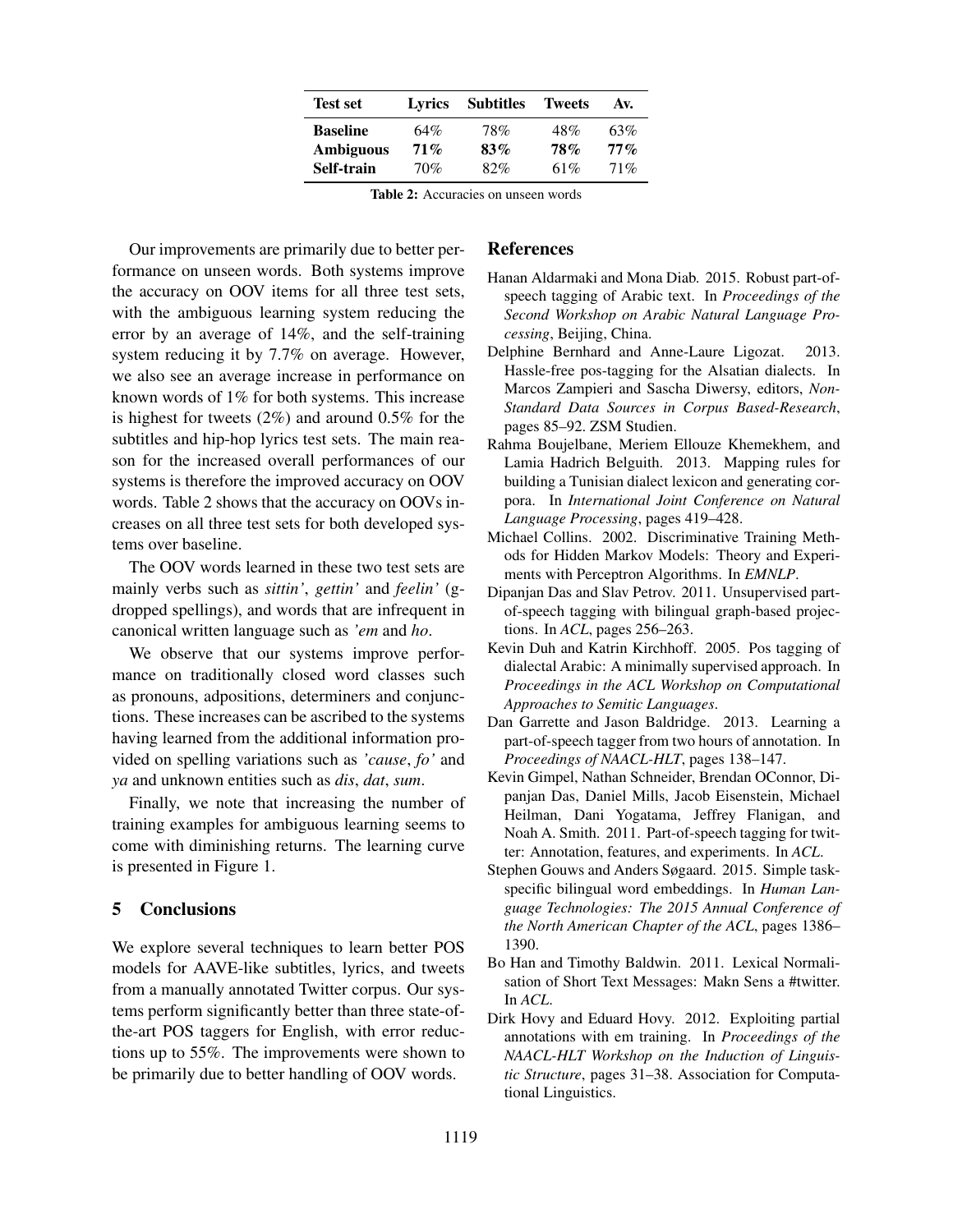| Test set | Lyrics | Subtitles | Tweets | Av. |
|---|---|---|---|---|
| **Baseline** | 64% | 78% | 48% | 63% |
| **Ambiguous** | **71%** | **83%** | **78%** | **77%** |
| **Self-train** | 70% | 82% | 61% | 71% |

**Table 2:** Accuracies on unseen words

Our improvements are primarily due to better performance on unseen words. Both systems improve the accuracy on OOV items for all three test sets, with the ambiguous learning system reducing the error by an average of 14%, and the self-training system reducing it by 7.7% on average. However, we also see an average increase in performance on known words of 1% for both systems. This increase is highest for tweets (2%) and around 0.5% for the subtitles and hip-hop lyrics test sets. The main reason for the increased overall performances of our systems is therefore the improved accuracy on OOV words. Table 2 shows that the accuracy on OOVs increases on all three test sets for both developed systems over baseline.

The OOV words learned in these two test sets are mainly verbs such as *sittin'*, *gettin'* and *feelin'* (g-dropped spellings), and words that are infrequent in canonical written language such as *'em* and *ho*.

We observe that our systems improve performance on traditionally closed word classes such as pronouns, adpositions, determiners and conjunctions. These increases can be ascribed to the systems having learned from the additional information provided on spelling variations such as *'cause*, *fo'* and *ya* and unknown entities such as *dis*, *dat*, *sum*.

Finally, we note that increasing the number of training examples for ambiguous learning seems to come with diminishing returns. The learning curve is presented in Figure 1.

## 5 Conclusions

We explore several techniques to learn better POS models for AAVE-like subtitles, lyrics, and tweets from a manually annotated Twitter corpus. Our systems perform significantly better than three state-of-the-art POS taggers for English, with error reductions up to 55%. The improvements were shown to be primarily due to better handling of OOV words.

## References

Hanan Aldarmaki and Mona Diab. 2015. Robust part-of-speech tagging of Arabic text. In *Proceedings of the Second Workshop on Arabic Natural Language Processing*, Beijing, China.

Delphine Bernhard and Anne-Laure Ligozat. 2013. Hassle-free pos-tagging for the Alsatian dialects. In Marcos Zampieri and Sascha Diwersy, editors, *Non-Standard Data Sources in Corpus Based-Research*, pages 85–92. ZSM Studien.

Rahma Boujelbane, Meriem Ellouze Khemekhem, and Lamia Hadrich Belguith. 2013. Mapping rules for building a Tunisian dialect lexicon and generating corpora. In *International Joint Conference on Natural Language Processing*, pages 419–428.

Michael Collins. 2002. Discriminative Training Methods for Hidden Markov Models: Theory and Experiments with Perceptron Algorithms. In *EMNLP*.

Dipanjan Das and Slav Petrov. 2011. Unsupervised part-of-speech tagging with bilingual graph-based projections. In *ACL*, pages 256–263.

Kevin Duh and Katrin Kirchhoff. 2005. Pos tagging of dialectal Arabic: A minimally supervised approach. In *Proceedings in the ACL Workshop on Computational Approaches to Semitic Languages*.

Dan Garrette and Jason Baldridge. 2013. Learning a part-of-speech tagger from two hours of annotation. In *Proceedings of NAACL-HLT*, pages 138–147.

Kevin Gimpel, Nathan Schneider, Brendan OConnor, Dipanjan Das, Daniel Mills, Jacob Eisenstein, Michael Heilman, Dani Yogatama, Jeffrey Flanigan, and Noah A. Smith. 2011. Part-of-speech tagging for twitter: Annotation, features, and experiments. In *ACL*.

Stephen Gouws and Anders Søgaard. 2015. Simple task-specific bilingual word embeddings. In *Human Language Technologies: The 2015 Annual Conference of the North American Chapter of the ACL*, pages 1386–1390.

Bo Han and Timothy Baldwin. 2011. Lexical Normalisation of Short Text Messages: Makn Sens a #twitter. In *ACL*.

Dirk Hovy and Eduard Hovy. 2012. Exploiting partial annotations with em training. In *Proceedings of the NAACL-HLT Workshop on the Induction of Linguistic Structure*, pages 31–38. Association for Computational Linguistics.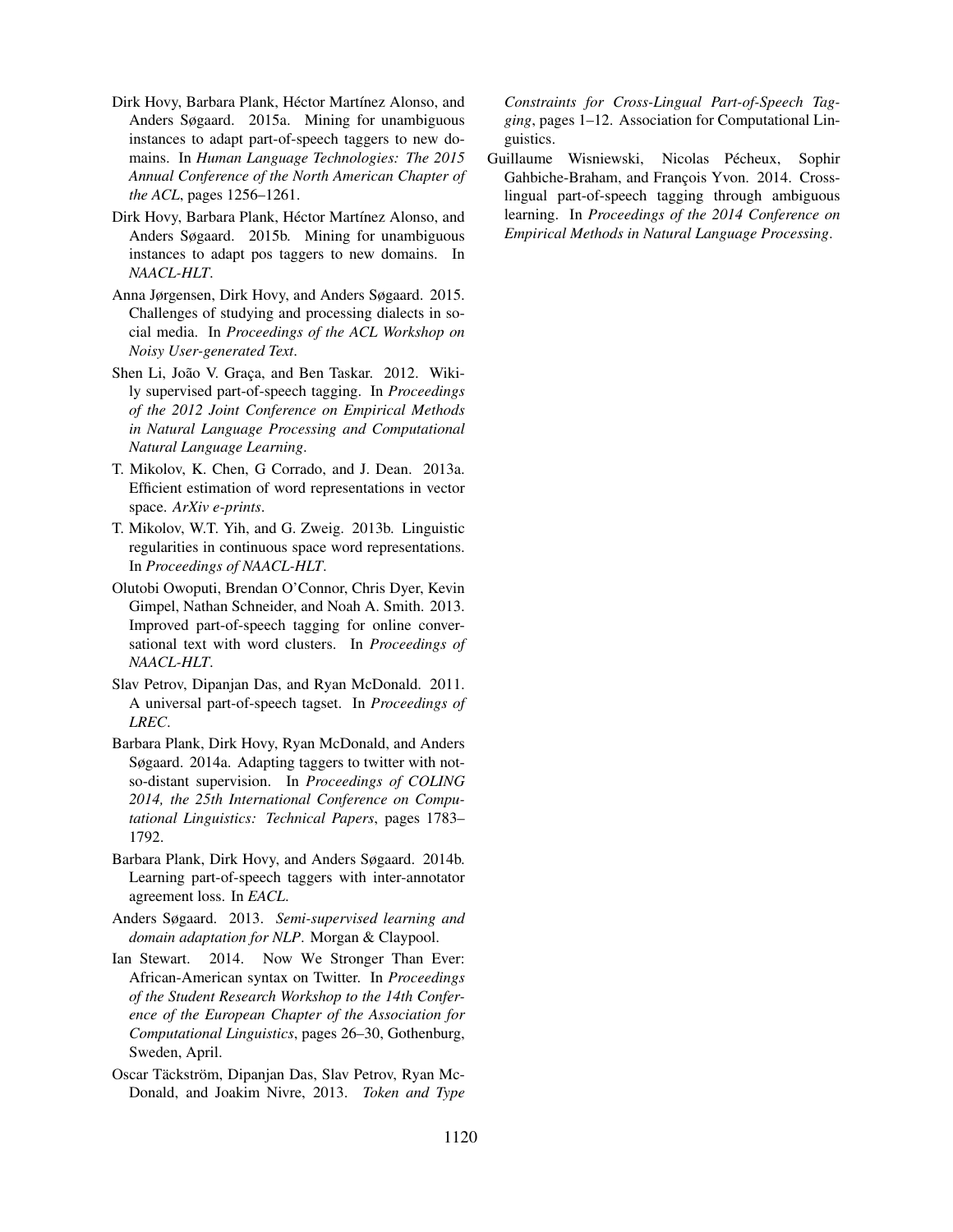Dirk Hovy, Barbara Plank, Héctor Martínez Alonso, and Anders Søgaard. 2015a. Mining for unambiguous instances to adapt part-of-speech taggers to new domains. In *Human Language Technologies: The 2015 Annual Conference of the North American Chapter of the ACL*, pages 1256–1261.

Dirk Hovy, Barbara Plank, Héctor Martínez Alonso, and Anders Søgaard. 2015b. Mining for unambiguous instances to adapt pos taggers to new domains. In *NAACL-HLT*.

Anna Jørgensen, Dirk Hovy, and Anders Søgaard. 2015. Challenges of studying and processing dialects in social media. In *Proceedings of the ACL Workshop on Noisy User-generated Text*.

Shen Li, João V. Graça, and Ben Taskar. 2012. Wiki-ly supervised part-of-speech tagging. In *Proceedings of the 2012 Joint Conference on Empirical Methods in Natural Language Processing and Computational Natural Language Learning*.

T. Mikolov, K. Chen, G Corrado, and J. Dean. 2013a. Efficient estimation of word representations in vector space. *ArXiv e-prints*.

T. Mikolov, W.T. Yih, and G. Zweig. 2013b. Linguistic regularities in continuous space word representations. In *Proceedings of NAACL-HLT*.

Olutobi Owoputi, Brendan O'Connor, Chris Dyer, Kevin Gimpel, Nathan Schneider, and Noah A. Smith. 2013. Improved part-of-speech tagging for online conversational text with word clusters. In *Proceedings of NAACL-HLT*.

Slav Petrov, Dipanjan Das, and Ryan McDonald. 2011. A universal part-of-speech tagset. In *Proceedings of LREC*.

Barbara Plank, Dirk Hovy, Ryan McDonald, and Anders Søgaard. 2014a. Adapting taggers to twitter with not-so-distant supervision. In *Proceedings of COLING 2014, the 25th International Conference on Computational Linguistics: Technical Papers*, pages 1783–1792.

Barbara Plank, Dirk Hovy, and Anders Søgaard. 2014b. Learning part-of-speech taggers with inter-annotator agreement loss. In *EACL*.

Anders Søgaard. 2013. *Semi-supervised learning and domain adaptation for NLP*. Morgan & Claypool.

Ian Stewart. 2014. Now We Stronger Than Ever: African-American syntax on Twitter. In *Proceedings of the Student Research Workshop to the 14th Conference of the European Chapter of the Association for Computational Linguistics*, pages 26–30, Gothenburg, Sweden, April.

Oscar Täckström, Dipanjan Das, Slav Petrov, Ryan McDonald, and Joakim Nivre, 2013. *Token and Type Constraints for Cross-Lingual Part-of-Speech Tagging*, pages 1–12. Association for Computational Linguistics.

Guillaume Wisniewski, Nicolas Pécheux, Sophir Gahbiche-Braham, and François Yvon. 2014. Cross-lingual part-of-speech tagging through ambiguous learning. In *Proceedings of the 2014 Conference on Empirical Methods in Natural Language Processing*.